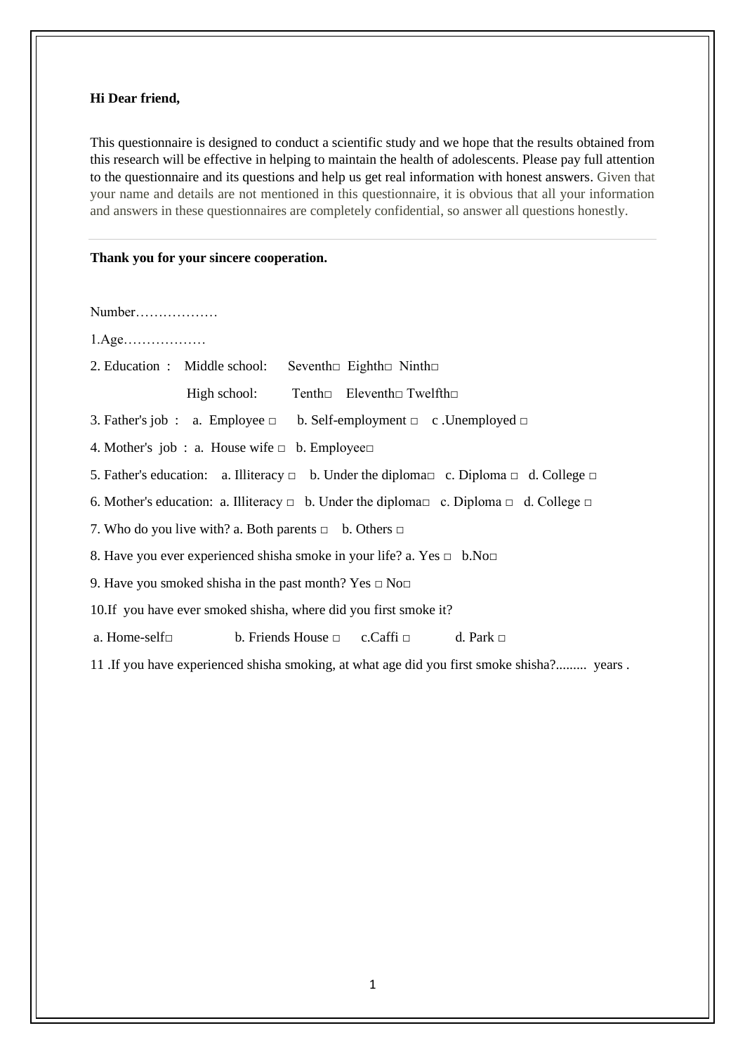**Hi Dear friend,**

This questionnaire is designed to conduct a scientific study and we hope that the results obtained from this research will be effective in helping to maintain the health of adolescents. Please pay full attention to the questionnaire and its questions and help us get real information with honest answers. Given that your name and details are not mentioned in this questionnaire, it is obvious that all your information and answers in these questionnaires are completely confidential, so answer all questions honestly.

---

**Thank you for your sincere cooperation.**

Number………………

1.Age………………

2. Education : Middle school: Seventh□ Eighth□ Ninth□

High school: Tenth□ Eleventh□ Twelfth□

3. Father's job : a. Employee □ b. Self-employment □ c .Unemployed □

4. Mother's job : a. House wife □ b. Employee□

5. Father's education: a. Illiteracy □ b. Under the diploma□ c. Diploma □ d. College □

6. Mother's education: a. Illiteracy □ b. Under the diploma□ c. Diploma □ d. College □

7. Who do you live with? a. Both parents □ b. Others □

8. Have you ever experienced shisha smoke in your life? a. Yes □ b.No□

9. Have you smoked shisha in the past month? Yes □ No□

10.If you have ever smoked shisha, where did you first smoke it?

a. Home-self□ b. Friends House □ c.Caffi □ d. Park □

11 .If you have experienced shisha smoking, at what age did you first smoke shisha?......... years .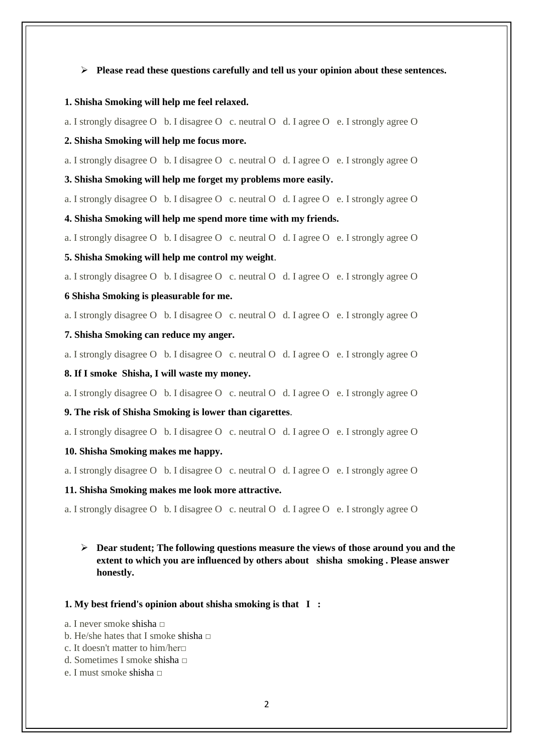- **Please read these questions carefully and tell us your opinion about these sentences.**

**1. Shisha Smoking will help me feel relaxed.**

a. I strongly disagree O b. I disagree O c. neutral O d. I agree O e. I strongly agree O

**2. Shisha Smoking will help me focus more.**

a. I strongly disagree O b. I disagree O c. neutral O d. I agree O e. I strongly agree O

**3. Shisha Smoking will help me forget my problems more easily.**

a. I strongly disagree O b. I disagree O c. neutral O d. I agree O e. I strongly agree O

**4. Shisha Smoking will help me spend more time with my friends.**

a. I strongly disagree O b. I disagree O c. neutral O d. I agree O e. I strongly agree O

**5. Shisha Smoking will help me control my weight**.

a. I strongly disagree O b. I disagree O c. neutral O d. I agree O e. I strongly agree O

**6 Shisha Smoking is pleasurable for me.**

a. I strongly disagree O b. I disagree O c. neutral O d. I agree O e. I strongly agree O

**7. Shisha Smoking can reduce my anger.**

a. I strongly disagree O b. I disagree O c. neutral O d. I agree O e. I strongly agree O

**8. If I smoke Shisha, I will waste my money.**

a. I strongly disagree O b. I disagree O c. neutral O d. I agree O e. I strongly agree O

**9. The risk of Shisha Smoking is lower than cigarettes**.

a. I strongly disagree O b. I disagree O c. neutral O d. I agree O e. I strongly agree O

**10. Shisha Smoking makes me happy.**

a. I strongly disagree O b. I disagree O c. neutral O d. I agree O e. I strongly agree O

**11. Shisha Smoking makes me look more attractive.**

a. I strongly disagree O b. I disagree O c. neutral O d. I agree O e. I strongly agree O

- **Dear student; The following questions measure the views of those around you and the extent to which you are influenced by others about shisha smoking . Please answer honestly.**

**1. My best friend's opinion about shisha smoking is that I :**

a. I never smoke shisha □
b. He/she hates that I smoke shisha □
c. It doesn't matter to him/her□
d. Sometimes I smoke shisha □
e. I must smoke shisha □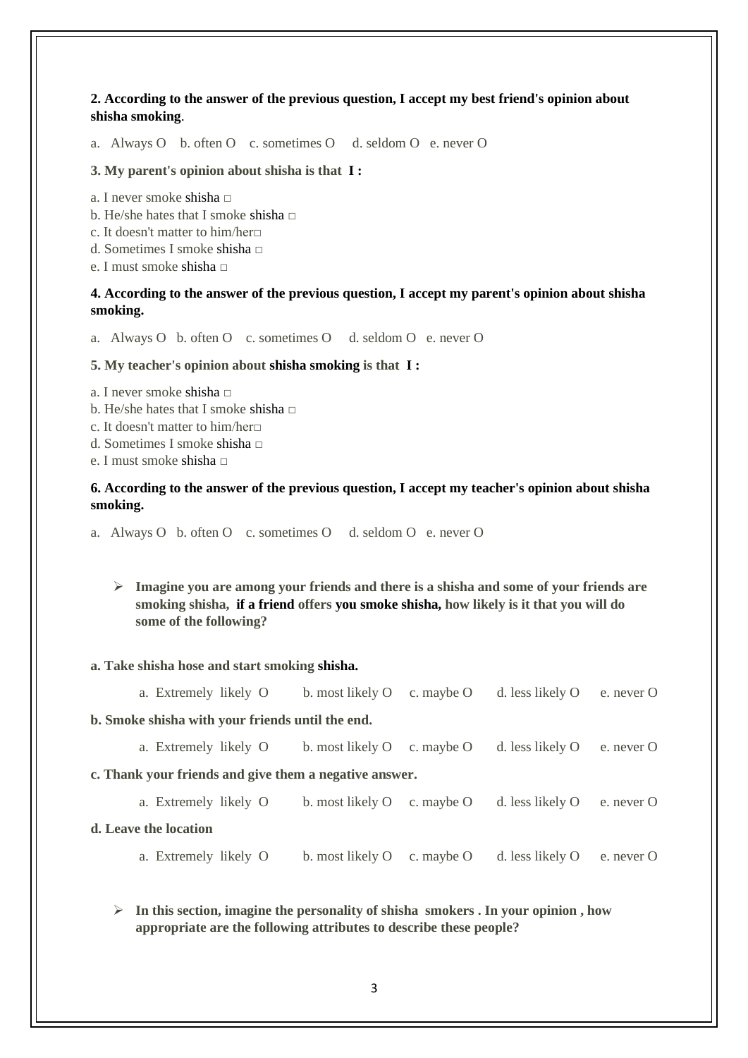**2. According to the answer of the previous question, I accept my best friend's opinion about shisha smoking**.

a. Always O b. often O c. sometimes O d. seldom O e. never O

**3. My parent's opinion about shisha is that I :**

a. I never smoke shisha □
b. He/she hates that I smoke shisha □
c. It doesn't matter to him/her□
d. Sometimes I smoke shisha □
e. I must smoke shisha □

**4. According to the answer of the previous question, I accept my parent's opinion about shisha smoking.**

a. Always O b. often O c. sometimes O d. seldom O e. never O

**5. My teacher's opinion about shisha smoking is that I :**

a. I never smoke shisha □
b. He/she hates that I smoke shisha □
c. It doesn't matter to him/her□
d. Sometimes I smoke shisha □
e. I must smoke shisha □

**6. According to the answer of the previous question, I accept my teacher's opinion about shisha smoking.**

a. Always O b. often O c. sometimes O d. seldom O e. never O

- **Imagine you are among your friends and there is a shisha and some of your friends are smoking shisha, if a friend offers you smoke shisha, how likely is it that you will do some of the following?**

**a. Take shisha hose and start smoking shisha.**

a. Extremely likely O b. most likely O c. maybe O d. less likely O e. never O

**b. Smoke shisha with your friends until the end.**

a. Extremely likely O b. most likely O c. maybe O d. less likely O e. never O

**c. Thank your friends and give them a negative answer.**

a. Extremely likely O b. most likely O c. maybe O d. less likely O e. never O

**d. Leave the location**

a. Extremely likely O b. most likely O c. maybe O d. less likely O e. never O

- **In this section, imagine the personality of shisha smokers . In your opinion , how appropriate are the following attributes to describe these people?**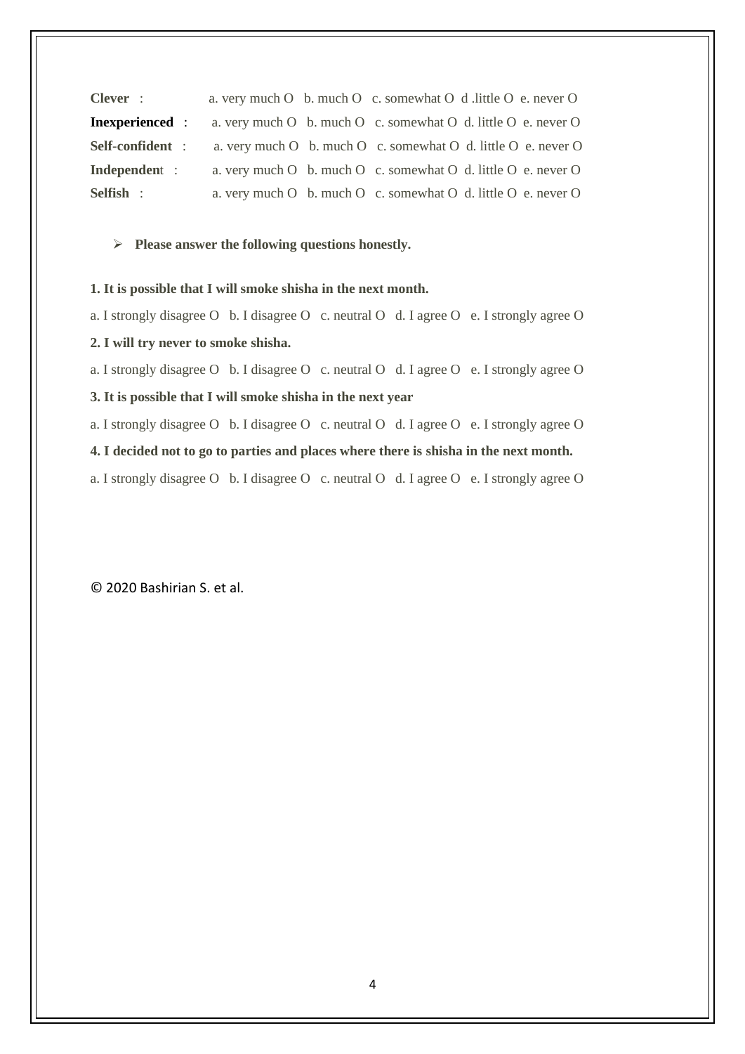**Clever** : a. very much O b. much O c. somewhat O d .little O e. never O

**Inexperienced** : a. very much O b. much O c. somewhat O d. little O e. never O

**Self-confident** : a. very much O b. much O c. somewhat O d. little O e. never O

**Independent** : a. very much O b. much O c. somewhat O d. little O e. never O

**Selfish** : a. very much O b. much O c. somewhat O d. little O e. never O

- **Please answer the following questions honestly.**

**1. It is possible that I will smoke shisha in the next month.**

a. I strongly disagree O b. I disagree O c. neutral O d. I agree O e. I strongly agree O

**2. I will try never to smoke shisha.**

a. I strongly disagree O b. I disagree O c. neutral O d. I agree O e. I strongly agree O

**3. It is possible that I will smoke shisha in the next year**

a. I strongly disagree O b. I disagree O c. neutral O d. I agree O e. I strongly agree O

**4. I decided not to go to parties and places where there is shisha in the next month.**

a. I strongly disagree O b. I disagree O c. neutral O d. I agree O e. I strongly agree O

© 2020 Bashirian S. et al.